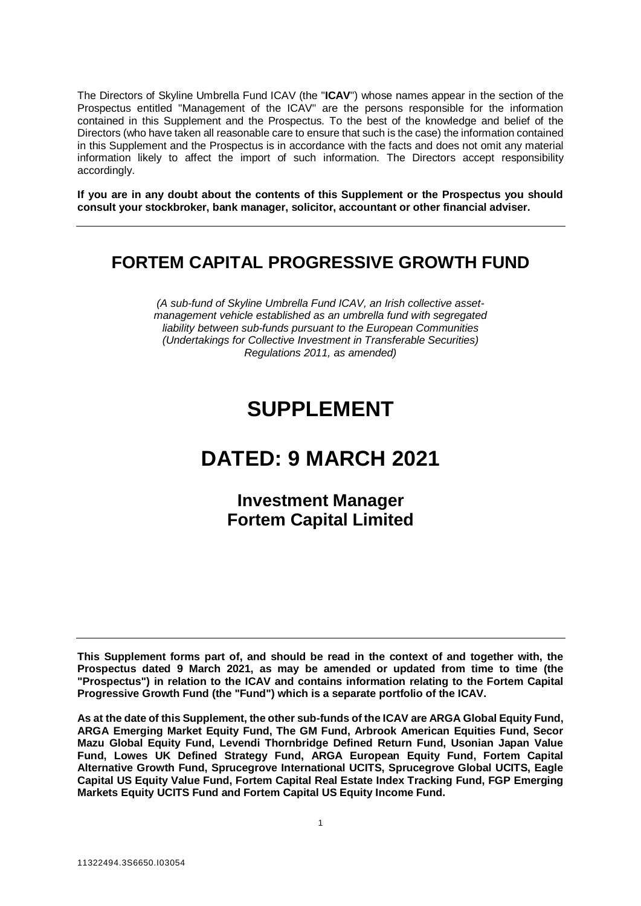The Directors of Skyline Umbrella Fund ICAV (the "**ICAV**") whose names appear in the section of the Prospectus entitled "Management of the ICAV" are the persons responsible for the information contained in this Supplement and the Prospectus. To the best of the knowledge and belief of the Directors (who have taken all reasonable care to ensure that such is the case) the information contained in this Supplement and the Prospectus is in accordance with the facts and does not omit any material information likely to affect the import of such information. The Directors accept responsibility accordingly.

**If you are in any doubt about the contents of this Supplement or the Prospectus you should consult your stockbroker, bank manager, solicitor, accountant or other financial adviser.**

---

# FORTEM CAPITAL PROGRESSIVE GROWTH FUND

*(A sub-fund of Skyline Umbrella Fund ICAV, an Irish collective asset-management vehicle established as an umbrella fund with segregated liability between sub-funds pursuant to the European Communities (Undertakings for Collective Investment in Transferable Securities) Regulations 2011, as amended)*

# SUPPLEMENT

# DATED: 9 MARCH 2021

## Investment Manager
## Fortem Capital Limited

---

**This Supplement forms part of, and should be read in the context of and together with, the Prospectus dated 9 March 2021, as may be amended or updated from time to time (the "Prospectus") in relation to the ICAV and contains information relating to the Fortem Capital Progressive Growth Fund (the "Fund") which is a separate portfolio of the ICAV.**

**As at the date of this Supplement, the other sub-funds of the ICAV are ARGA Global Equity Fund, ARGA Emerging Market Equity Fund, The GM Fund, Arbrook American Equities Fund, Secor Mazu Global Equity Fund, Levendi Thornbridge Defined Return Fund, Usonian Japan Value Fund, Lowes UK Defined Strategy Fund, ARGA European Equity Fund, Fortem Capital Alternative Growth Fund, Sprucegrove International UCITS, Sprucegrove Global UCITS, Eagle Capital US Equity Value Fund, Fortem Capital Real Estate Index Tracking Fund, FGP Emerging Markets Equity UCITS Fund and Fortem Capital US Equity Income Fund.**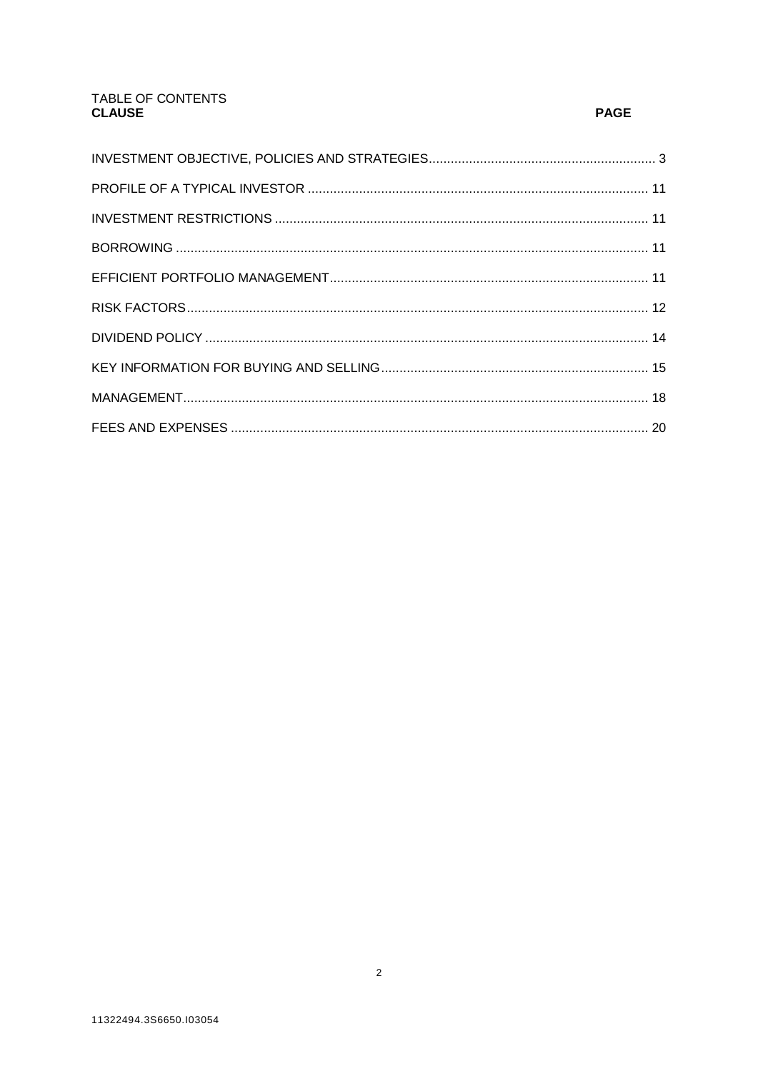TABLE OF CONTENTS

| **CLAUSE** | **PAGE** |
|---|---|
| INVESTMENT OBJECTIVE, POLICIES AND STRATEGIES | 3 |
| PROFILE OF A TYPICAL INVESTOR | 11 |
| INVESTMENT RESTRICTIONS | 11 |
| BORROWING | 11 |
| EFFICIENT PORTFOLIO MANAGEMENT | 11 |
| RISK FACTORS | 12 |
| DIVIDEND POLICY | 14 |
| KEY INFORMATION FOR BUYING AND SELLING | 15 |
| MANAGEMENT | 18 |
| FEES AND EXPENSES | 20 |

11322494.3S6650.I03054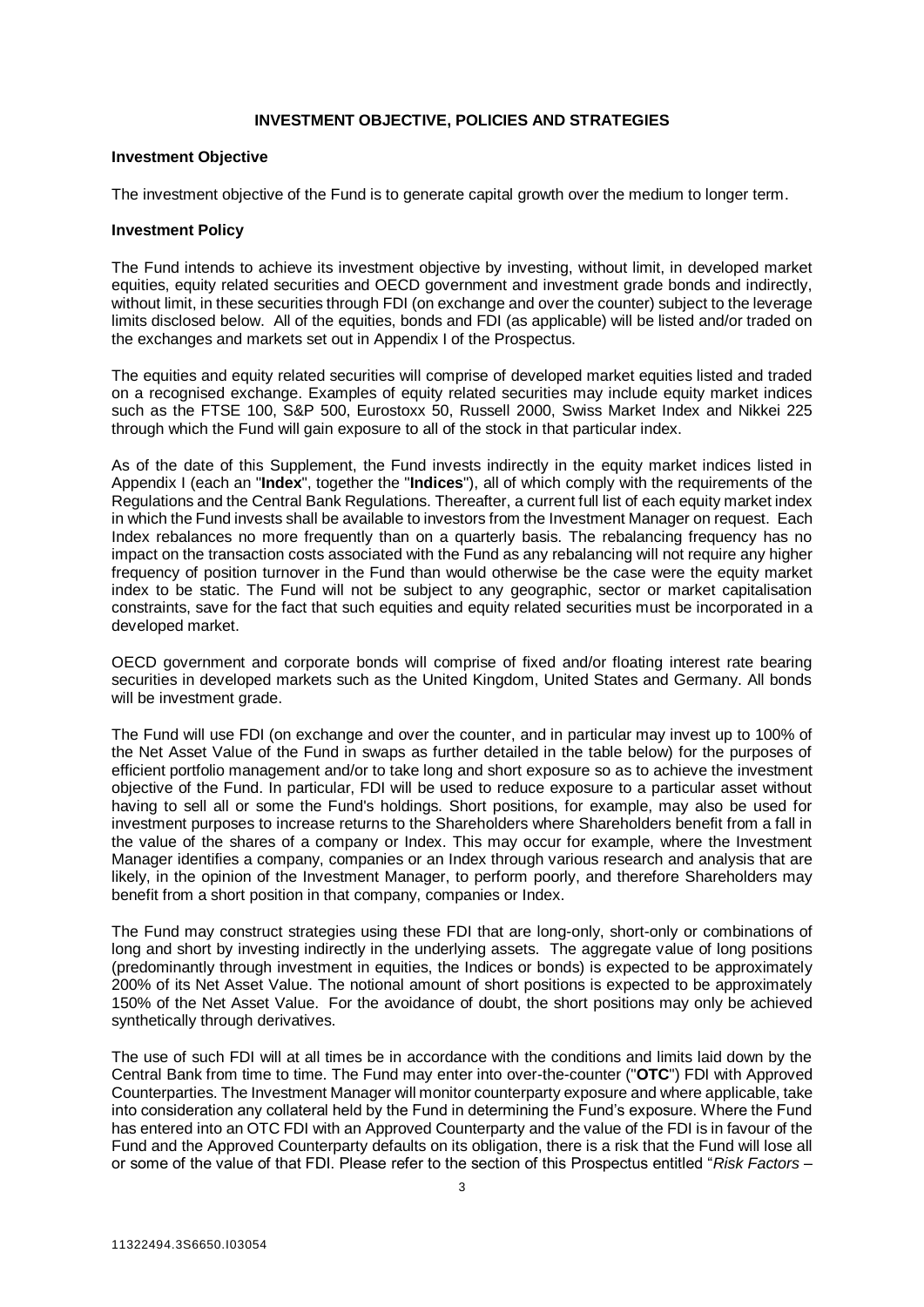## INVESTMENT OBJECTIVE, POLICIES AND STRATEGIES

### Investment Objective

The investment objective of the Fund is to generate capital growth over the medium to longer term.

### Investment Policy

The Fund intends to achieve its investment objective by investing, without limit, in developed market equities, equity related securities and OECD government and investment grade bonds and indirectly, without limit, in these securities through FDI (on exchange and over the counter) subject to the leverage limits disclosed below. All of the equities, bonds and FDI (as applicable) will be listed and/or traded on the exchanges and markets set out in Appendix I of the Prospectus.

The equities and equity related securities will comprise of developed market equities listed and traded on a recognised exchange. Examples of equity related securities may include equity market indices such as the FTSE 100, S&P 500, Eurostoxx 50, Russell 2000, Swiss Market Index and Nikkei 225 through which the Fund will gain exposure to all of the stock in that particular index.

As of the date of this Supplement, the Fund invests indirectly in the equity market indices listed in Appendix I (each an "**Index**", together the "**Indices**"), all of which comply with the requirements of the Regulations and the Central Bank Regulations. Thereafter, a current full list of each equity market index in which the Fund invests shall be available to investors from the Investment Manager on request. Each Index rebalances no more frequently than on a quarterly basis. The rebalancing frequency has no impact on the transaction costs associated with the Fund as any rebalancing will not require any higher frequency of position turnover in the Fund than would otherwise be the case were the equity market index to be static. The Fund will not be subject to any geographic, sector or market capitalisation constraints, save for the fact that such equities and equity related securities must be incorporated in a developed market.

OECD government and corporate bonds will comprise of fixed and/or floating interest rate bearing securities in developed markets such as the United Kingdom, United States and Germany. All bonds will be investment grade.

The Fund will use FDI (on exchange and over the counter, and in particular may invest up to 100% of the Net Asset Value of the Fund in swaps as further detailed in the table below) for the purposes of efficient portfolio management and/or to take long and short exposure so as to achieve the investment objective of the Fund. In particular, FDI will be used to reduce exposure to a particular asset without having to sell all or some the Fund's holdings. Short positions, for example, may also be used for investment purposes to increase returns to the Shareholders where Shareholders benefit from a fall in the value of the shares of a company or Index. This may occur for example, where the Investment Manager identifies a company, companies or an Index through various research and analysis that are likely, in the opinion of the Investment Manager, to perform poorly, and therefore Shareholders may benefit from a short position in that company, companies or Index.

The Fund may construct strategies using these FDI that are long-only, short-only or combinations of long and short by investing indirectly in the underlying assets. The aggregate value of long positions (predominantly through investment in equities, the Indices or bonds) is expected to be approximately 200% of its Net Asset Value. The notional amount of short positions is expected to be approximately 150% of the Net Asset Value. For the avoidance of doubt, the short positions may only be achieved synthetically through derivatives.

The use of such FDI will at all times be in accordance with the conditions and limits laid down by the Central Bank from time to time. The Fund may enter into over-the-counter ("**OTC**") FDI with Approved Counterparties. The Investment Manager will monitor counterparty exposure and where applicable, take into consideration any collateral held by the Fund in determining the Fund's exposure. Where the Fund has entered into an OTC FDI with an Approved Counterparty and the value of the FDI is in favour of the Fund and the Approved Counterparty defaults on its obligation, there is a risk that the Fund will lose all or some of the value of that FDI. Please refer to the section of this Prospectus entitled "*Risk Factors –*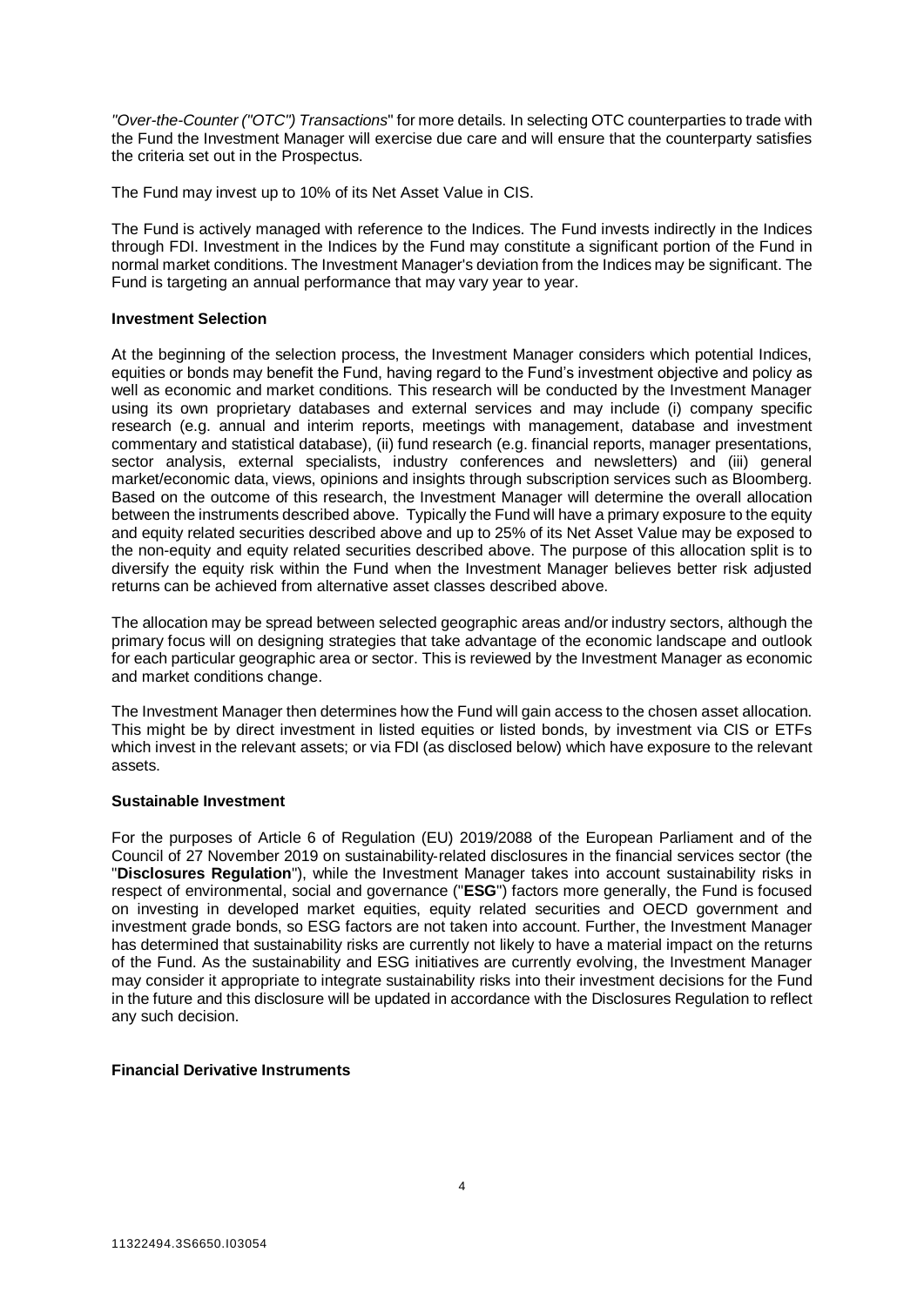*"Over-the-Counter ("OTC") Transactions*" for more details. In selecting OTC counterparties to trade with the Fund the Investment Manager will exercise due care and will ensure that the counterparty satisfies the criteria set out in the Prospectus.

The Fund may invest up to 10% of its Net Asset Value in CIS.

The Fund is actively managed with reference to the Indices. The Fund invests indirectly in the Indices through FDI. Investment in the Indices by the Fund may constitute a significant portion of the Fund in normal market conditions. The Investment Manager's deviation from the Indices may be significant. The Fund is targeting an annual performance that may vary year to year.

**Investment Selection**

At the beginning of the selection process, the Investment Manager considers which potential Indices, equities or bonds may benefit the Fund, having regard to the Fund's investment objective and policy as well as economic and market conditions. This research will be conducted by the Investment Manager using its own proprietary databases and external services and may include (i) company specific research (e.g. annual and interim reports, meetings with management, database and investment commentary and statistical database), (ii) fund research (e.g. financial reports, manager presentations, sector analysis, external specialists, industry conferences and newsletters) and (iii) general market/economic data, views, opinions and insights through subscription services such as Bloomberg. Based on the outcome of this research, the Investment Manager will determine the overall allocation between the instruments described above. Typically the Fund will have a primary exposure to the equity and equity related securities described above and up to 25% of its Net Asset Value may be exposed to the non-equity and equity related securities described above. The purpose of this allocation split is to diversify the equity risk within the Fund when the Investment Manager believes better risk adjusted returns can be achieved from alternative asset classes described above.

The allocation may be spread between selected geographic areas and/or industry sectors, although the primary focus will on designing strategies that take advantage of the economic landscape and outlook for each particular geographic area or sector. This is reviewed by the Investment Manager as economic and market conditions change.

The Investment Manager then determines how the Fund will gain access to the chosen asset allocation. This might be by direct investment in listed equities or listed bonds, by investment via CIS or ETFs which invest in the relevant assets; or via FDI (as disclosed below) which have exposure to the relevant assets.

**Sustainable Investment**

For the purposes of Article 6 of Regulation (EU) 2019/2088 of the European Parliament and of the Council of 27 November 2019 on sustainability-related disclosures in the financial services sector (the "**Disclosures Regulation**"), while the Investment Manager takes into account sustainability risks in respect of environmental, social and governance ("**ESG**") factors more generally, the Fund is focused on investing in developed market equities, equity related securities and OECD government and investment grade bonds, so ESG factors are not taken into account. Further, the Investment Manager has determined that sustainability risks are currently not likely to have a material impact on the returns of the Fund. As the sustainability and ESG initiatives are currently evolving, the Investment Manager may consider it appropriate to integrate sustainability risks into their investment decisions for the Fund in the future and this disclosure will be updated in accordance with the Disclosures Regulation to reflect any such decision.

**Financial Derivative Instruments**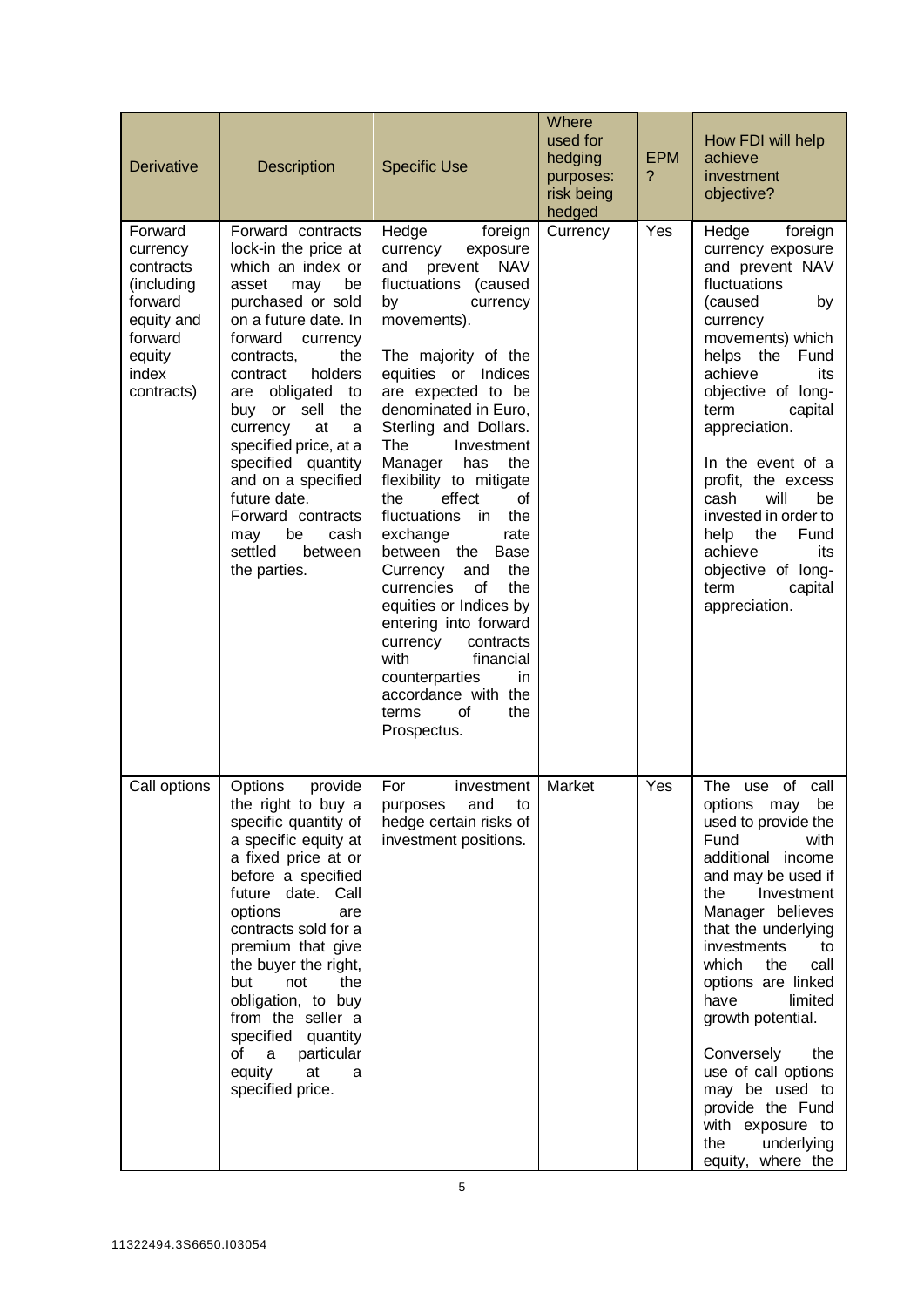| Derivative | Description | Specific Use | Where used for hedging purposes: risk being hedged | EPM ? | How FDI will help achieve investment objective? |
| --- | --- | --- | --- | --- | --- |
| Forward currency contracts (including forward equity and forward equity index contracts) | Forward contracts lock-in the price at which an index or asset may be purchased or sold on a future date. In forward currency contracts, the contract holders are obligated to buy or sell the currency at a specified price, at a specified quantity and on a specified future date. Forward contracts may be cash settled between the parties. | Hedge foreign currency exposure and prevent NAV fluctuations (caused by currency movements).<br><br>The majority of the equities or Indices are expected to be denominated in Euro, Sterling and Dollars. The Investment Manager has the flexibility to mitigate the effect of the fluctuations in the exchange rate between the Base Currency and the currencies of the equities or Indices by entering into forward currency contracts with financial counterparties in accordance with the terms of the Prospectus. | Currency | Yes | Hedge foreign currency exposure and prevent NAV fluctuations (caused by currency movements) which helps the Fund achieve its objective of long-term capital appreciation.<br><br>In the event of a profit, the excess cash will be invested in order to help the Fund achieve its objective of long-term capital appreciation. |
| Call options | Options provide the right to buy a specific quantity of a specific equity at a fixed price at or before a specified future date. Call options are contracts sold for a premium that give the buyer the right, but not the obligation, to buy from the seller a specified quantity of a particular equity at a specified price. | For investment purposes and to hedge certain risks of investment positions. | Market | Yes | The use of call options may be used to provide the Fund with additional income and may be used if the Investment Manager believes that the underlying investments to which the call options are linked have limited growth potential.<br><br>Conversely the use of call options may be used to provide the Fund with exposure to the underlying equity, where the |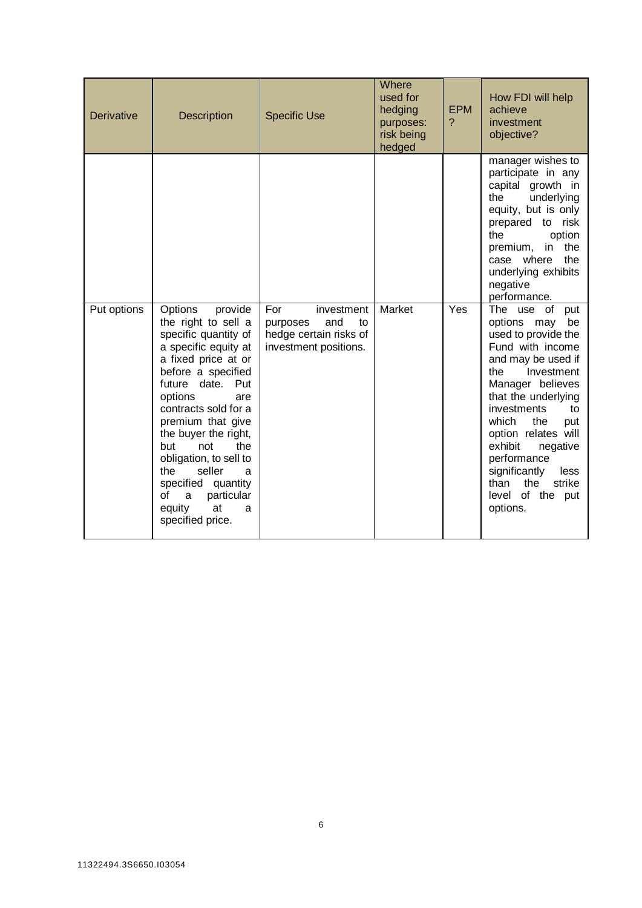| Derivative | Description | Specific Use | Where used for hedging purposes: risk being hedged | EPM ? | How FDI will help achieve investment objective? |
|---|---|---|---|---|---|
| | | | | | manager wishes to participate in any capital growth in the underlying equity, but is only prepared to risk the option premium, in the case where the underlying exhibits negative performance. |
| Put options | Options provide the right to sell a specific quantity of a specific equity at a fixed price at or before a specified future date. Put options are contracts sold for a premium that give the buyer the right, but not the obligation, to sell to the seller a specified quantity of a particular equity at a specified price. | For investment purposes and to hedge certain risks of investment positions. | Market | Yes | The use of put options may be used to provide the Fund with income and may be used if the Investment Manager believes that the underlying investments to which the put option relates will exhibit negative performance significantly less than the strike level of the put options. |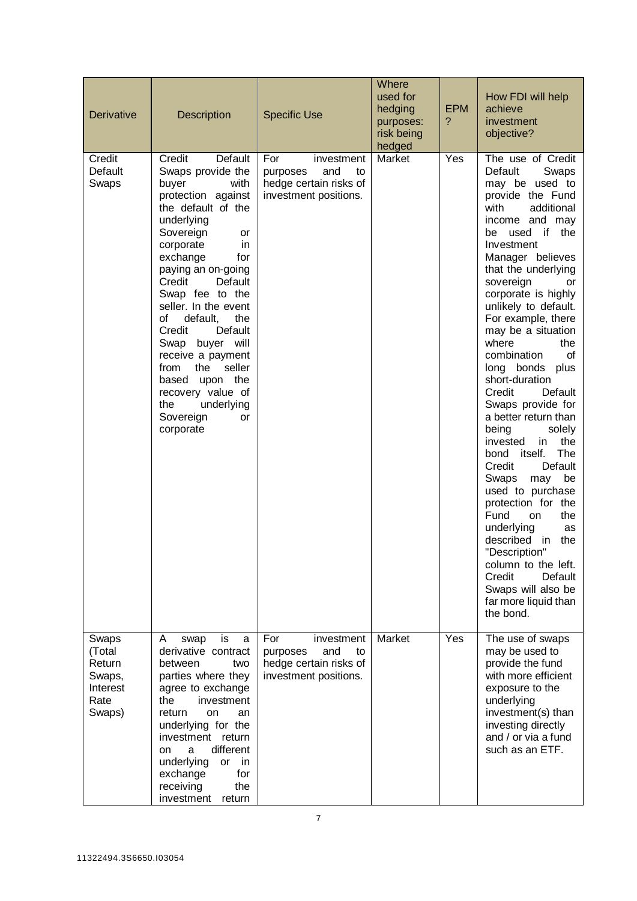| Derivative | Description | Specific Use | Where used for hedging purposes: risk being hedged | EPM ? | How FDI will help achieve investment objective? |
|---|---|---|---|---|---|
| Credit Default Swaps | Credit Default Swaps provide the buyer with protection against the default of the underlying Sovereign or corporate in exchange for paying an on-going Credit Default Swap fee to the seller. In the event of default, the Credit Default Swap buyer will receive a payment from the seller based upon the recovery value of the underlying Sovereign or corporate | For investment purposes and to hedge certain risks of investment positions. | Market | Yes | The use of Credit Default Swaps may be used to provide the Fund with additional income and may be used if the Investment Manager believes that the underlying sovereign or corporate is highly unlikely to default. For example, there may be a situation where the combination of long bonds plus short-duration Credit Default Swaps provide for a better return than being solely invested in the bond itself. The Credit Default Swaps may be used to purchase protection for the Fund on the underlying as described in the "Description" column to the left. Credit Default Swaps will also be far more liquid than the bond. |
| Swaps (Total Return Swaps, Interest Rate Swaps) | A swap is a derivative contract between two parties where they agree to exchange the investment return on an underlying for the investment return on a different underlying or in exchange for receiving the investment return | For investment purposes and to hedge certain risks of investment positions. | Market | Yes | The use of swaps may be used to provide the fund with more efficient exposure to the underlying investment(s) than investing directly and / or via a fund such as an ETF. |

11322494.3S6650.I03054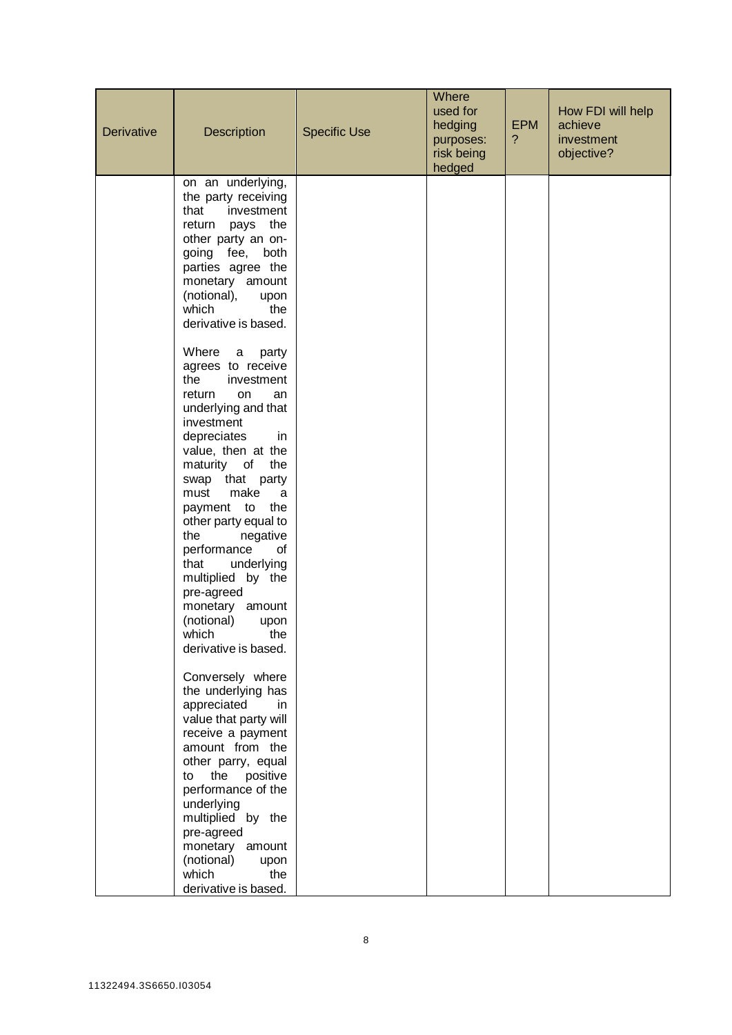| Derivative | Description | Specific Use | Where used for hedging purposes: risk being hedged | EPM ? | How FDI will help achieve investment objective? |
|---|---|---|---|---|---|
| | on an underlying, the party receiving that investment return pays the other party an on-going fee, both parties agree the monetary amount (notional), upon which the derivative is based.<br><br>Where a party agrees to receive the investment return on an underlying and that investment depreciates in value, then at the maturity of the swap that party must make a payment to the other party equal to the negative performance of that underlying multiplied by the pre-agreed monetary amount (notional) upon which the derivative is based.<br><br>Conversely where the underlying has appreciated in value that party will receive a payment amount from the other parry, equal to the positive performance of the underlying multiplied by the pre-agreed monetary amount (notional) upon which the derivative is based. | | | | |

11322494.3S6650.I03054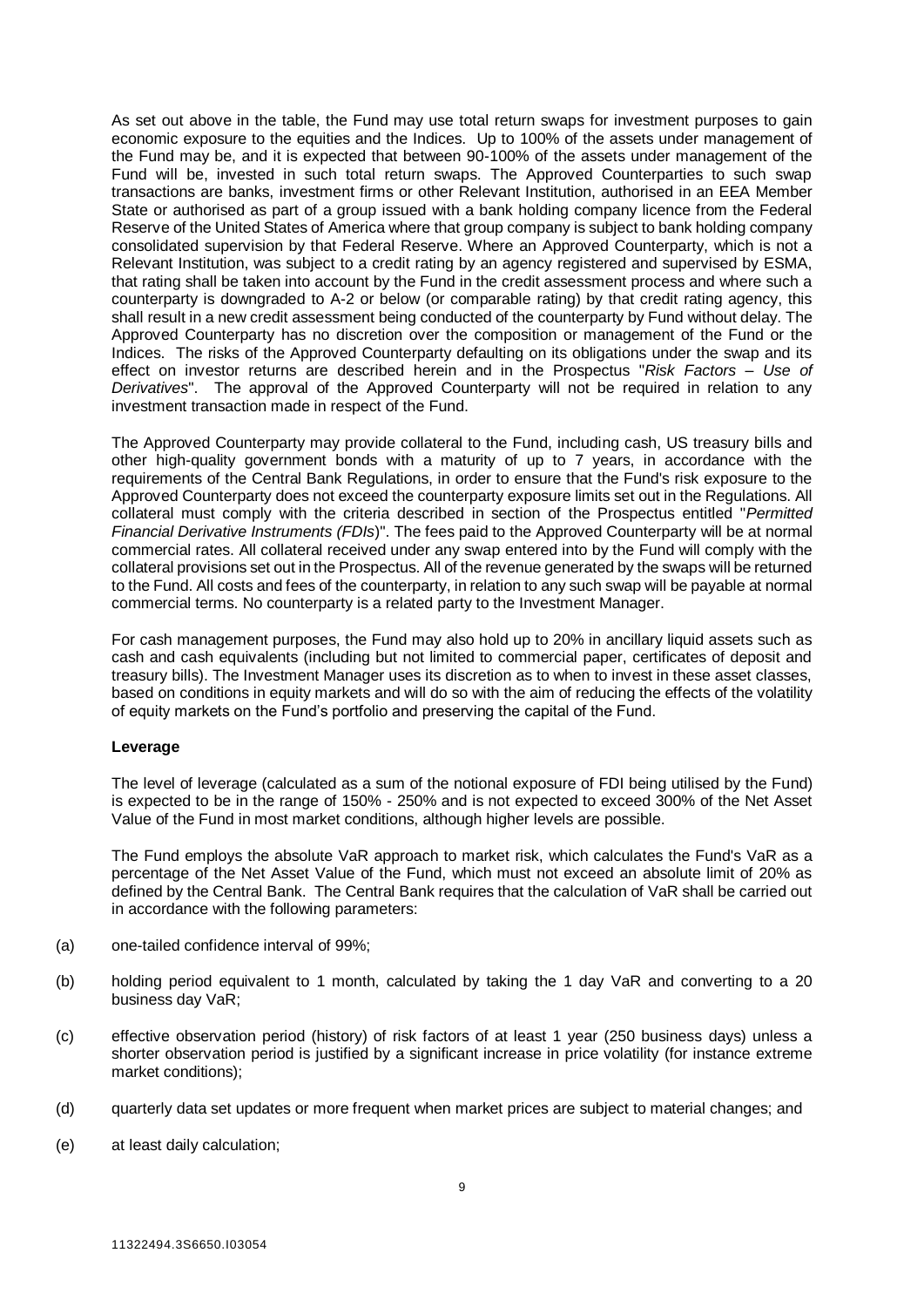As set out above in the table, the Fund may use total return swaps for investment purposes to gain economic exposure to the equities and the Indices. Up to 100% of the assets under management of the Fund may be, and it is expected that between 90-100% of the assets under management of the Fund will be, invested in such total return swaps. The Approved Counterparties to such swap transactions are banks, investment firms or other Relevant Institution, authorised in an EEA Member State or authorised as part of a group issued with a bank holding company licence from the Federal Reserve of the United States of America where that group company is subject to bank holding company consolidated supervision by that Federal Reserve. Where an Approved Counterparty, which is not a Relevant Institution, was subject to a credit rating by an agency registered and supervised by ESMA, that rating shall be taken into account by the Fund in the credit assessment process and where such a counterparty is downgraded to A-2 or below (or comparable rating) by that credit rating agency, this shall result in a new credit assessment being conducted of the counterparty by Fund without delay. The Approved Counterparty has no discretion over the composition or management of the Fund or the Indices. The risks of the Approved Counterparty defaulting on its obligations under the swap and its effect on investor returns are described herein and in the Prospectus "*Risk Factors – Use of Derivatives*". The approval of the Approved Counterparty will not be required in relation to any investment transaction made in respect of the Fund.

The Approved Counterparty may provide collateral to the Fund, including cash, US treasury bills and other high-quality government bonds with a maturity of up to 7 years, in accordance with the requirements of the Central Bank Regulations, in order to ensure that the Fund's risk exposure to the Approved Counterparty does not exceed the counterparty exposure limits set out in the Regulations. All collateral must comply with the criteria described in section of the Prospectus entitled "*Permitted Financial Derivative Instruments (FDIs)*". The fees paid to the Approved Counterparty will be at normal commercial rates. All collateral received under any swap entered into by the Fund will comply with the collateral provisions set out in the Prospectus. All of the revenue generated by the swaps will be returned to the Fund. All costs and fees of the counterparty, in relation to any such swap will be payable at normal commercial terms. No counterparty is a related party to the Investment Manager.

For cash management purposes, the Fund may also hold up to 20% in ancillary liquid assets such as cash and cash equivalents (including but not limited to commercial paper, certificates of deposit and treasury bills). The Investment Manager uses its discretion as to when to invest in these asset classes, based on conditions in equity markets and will do so with the aim of reducing the effects of the volatility of equity markets on the Fund's portfolio and preserving the capital of the Fund.

**Leverage**

The level of leverage (calculated as a sum of the notional exposure of FDI being utilised by the Fund) is expected to be in the range of 150% - 250% and is not expected to exceed 300% of the Net Asset Value of the Fund in most market conditions, although higher levels are possible.

The Fund employs the absolute VaR approach to market risk, which calculates the Fund's VaR as a percentage of the Net Asset Value of the Fund, which must not exceed an absolute limit of 20% as defined by the Central Bank. The Central Bank requires that the calculation of VaR shall be carried out in accordance with the following parameters:

(a) one-tailed confidence interval of 99%;

(b) holding period equivalent to 1 month, calculated by taking the 1 day VaR and converting to a 20 business day VaR;

(c) effective observation period (history) of risk factors of at least 1 year (250 business days) unless a shorter observation period is justified by a significant increase in price volatility (for instance extreme market conditions);

(d) quarterly data set updates or more frequent when market prices are subject to material changes; and

(e) at least daily calculation;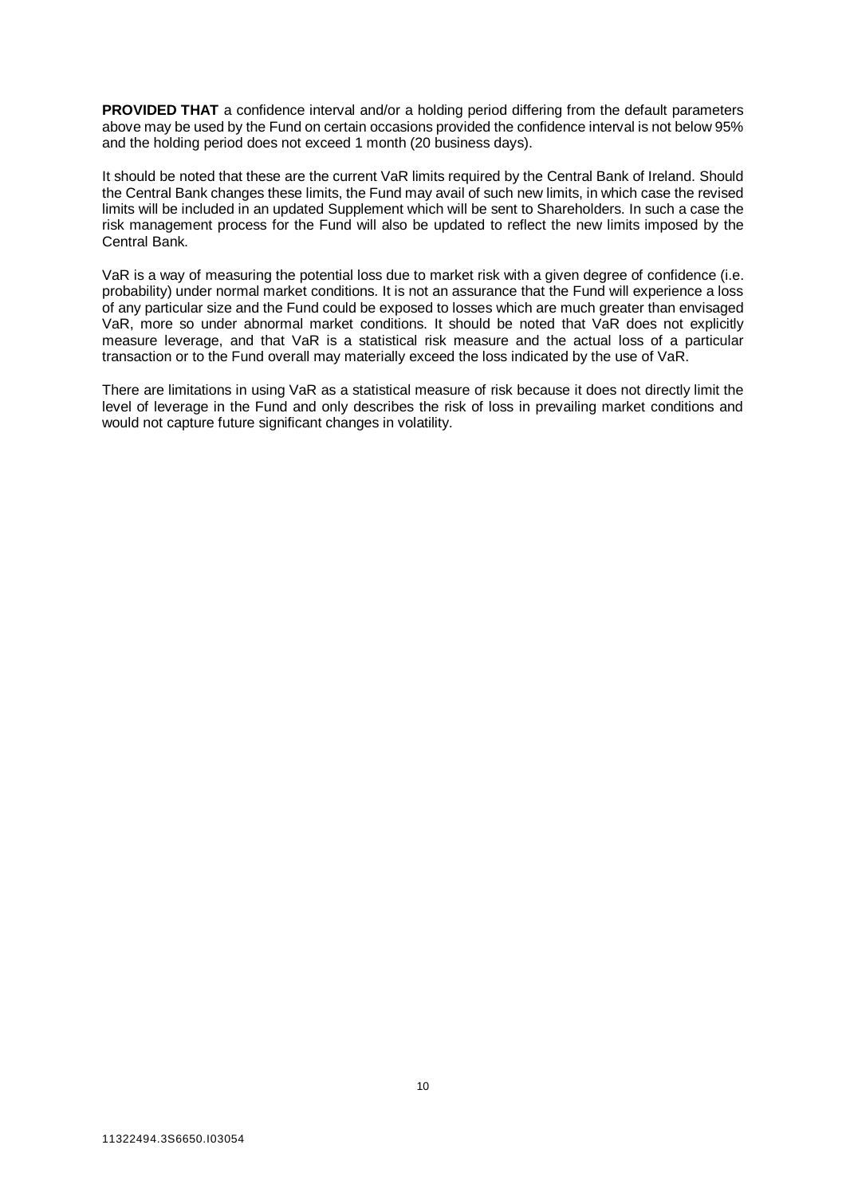**PROVIDED THAT** a confidence interval and/or a holding period differing from the default parameters above may be used by the Fund on certain occasions provided the confidence interval is not below 95% and the holding period does not exceed 1 month (20 business days).

It should be noted that these are the current VaR limits required by the Central Bank of Ireland. Should the Central Bank changes these limits, the Fund may avail of such new limits, in which case the revised limits will be included in an updated Supplement which will be sent to Shareholders. In such a case the risk management process for the Fund will also be updated to reflect the new limits imposed by the Central Bank.

VaR is a way of measuring the potential loss due to market risk with a given degree of confidence (i.e. probability) under normal market conditions. It is not an assurance that the Fund will experience a loss of any particular size and the Fund could be exposed to losses which are much greater than envisaged VaR, more so under abnormal market conditions. It should be noted that VaR does not explicitly measure leverage, and that VaR is a statistical risk measure and the actual loss of a particular transaction or to the Fund overall may materially exceed the loss indicated by the use of VaR.

There are limitations in using VaR as a statistical measure of risk because it does not directly limit the level of leverage in the Fund and only describes the risk of loss in prevailing market conditions and would not capture future significant changes in volatility.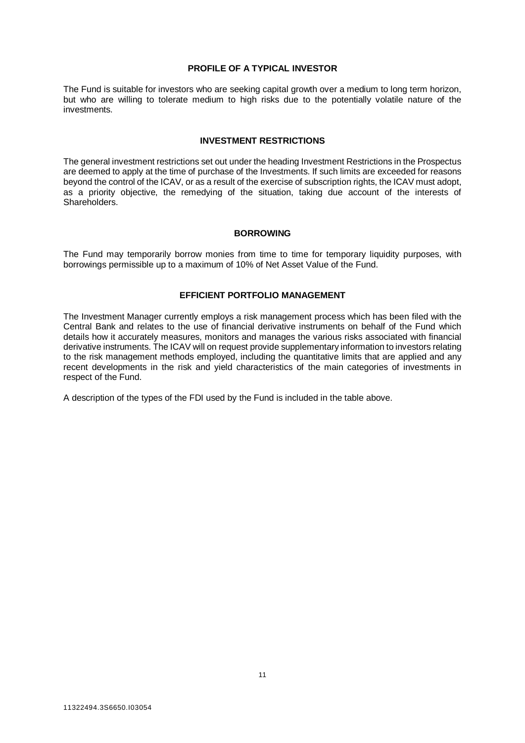## PROFILE OF A TYPICAL INVESTOR

The Fund is suitable for investors who are seeking capital growth over a medium to long term horizon, but who are willing to tolerate medium to high risks due to the potentially volatile nature of the investments.

## INVESTMENT RESTRICTIONS

The general investment restrictions set out under the heading Investment Restrictions in the Prospectus are deemed to apply at the time of purchase of the Investments. If such limits are exceeded for reasons beyond the control of the ICAV, or as a result of the exercise of subscription rights, the ICAV must adopt, as a priority objective, the remedying of the situation, taking due account of the interests of Shareholders.

## BORROWING

The Fund may temporarily borrow monies from time to time for temporary liquidity purposes, with borrowings permissible up to a maximum of 10% of Net Asset Value of the Fund.

## EFFICIENT PORTFOLIO MANAGEMENT

The Investment Manager currently employs a risk management process which has been filed with the Central Bank and relates to the use of financial derivative instruments on behalf of the Fund which details how it accurately measures, monitors and manages the various risks associated with financial derivative instruments. The ICAV will on request provide supplementary information to investors relating to the risk management methods employed, including the quantitative limits that are applied and any recent developments in the risk and yield characteristics of the main categories of investments in respect of the Fund.

A description of the types of the FDI used by the Fund is included in the table above.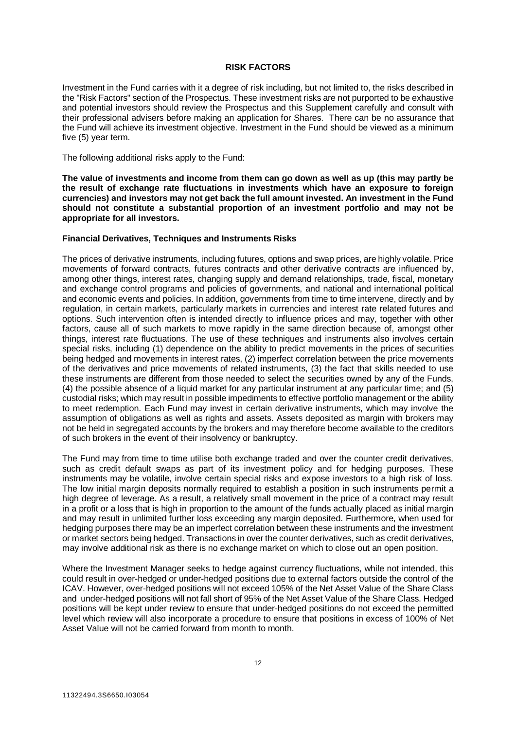## RISK FACTORS

Investment in the Fund carries with it a degree of risk including, but not limited to, the risks described in the "Risk Factors" section of the Prospectus. These investment risks are not purported to be exhaustive and potential investors should review the Prospectus and this Supplement carefully and consult with their professional advisers before making an application for Shares. There can be no assurance that the Fund will achieve its investment objective. Investment in the Fund should be viewed as a minimum five (5) year term.

The following additional risks apply to the Fund:

**The value of investments and income from them can go down as well as up (this may partly be the result of exchange rate fluctuations in investments which have an exposure to foreign currencies) and investors may not get back the full amount invested. An investment in the Fund should not constitute a substantial proportion of an investment portfolio and may not be appropriate for all investors.**

### Financial Derivatives, Techniques and Instruments Risks

The prices of derivative instruments, including futures, options and swap prices, are highly volatile. Price movements of forward contracts, futures contracts and other derivative contracts are influenced by, among other things, interest rates, changing supply and demand relationships, trade, fiscal, monetary and exchange control programs and policies of governments, and national and international political and economic events and policies. In addition, governments from time to time intervene, directly and by regulation, in certain markets, particularly markets in currencies and interest rate related futures and options. Such intervention often is intended directly to influence prices and may, together with other factors, cause all of such markets to move rapidly in the same direction because of, amongst other things, interest rate fluctuations. The use of these techniques and instruments also involves certain special risks, including (1) dependence on the ability to predict movements in the prices of securities being hedged and movements in interest rates, (2) imperfect correlation between the price movements of the derivatives and price movements of related instruments, (3) the fact that skills needed to use these instruments are different from those needed to select the securities owned by any of the Funds, (4) the possible absence of a liquid market for any particular instrument at any particular time; and (5) custodial risks; which may result in possible impediments to effective portfolio management or the ability to meet redemption. Each Fund may invest in certain derivative instruments, which may involve the assumption of obligations as well as rights and assets. Assets deposited as margin with brokers may not be held in segregated accounts by the brokers and may therefore become available to the creditors of such brokers in the event of their insolvency or bankruptcy.

The Fund may from time to time utilise both exchange traded and over the counter credit derivatives, such as credit default swaps as part of its investment policy and for hedging purposes. These instruments may be volatile, involve certain special risks and expose investors to a high risk of loss. The low initial margin deposits normally required to establish a position in such instruments permit a high degree of leverage. As a result, a relatively small movement in the price of a contract may result in a profit or a loss that is high in proportion to the amount of the funds actually placed as initial margin and may result in unlimited further loss exceeding any margin deposited. Furthermore, when used for hedging purposes there may be an imperfect correlation between these instruments and the investment or market sectors being hedged. Transactions in over the counter derivatives, such as credit derivatives, may involve additional risk as there is no exchange market on which to close out an open position.

Where the Investment Manager seeks to hedge against currency fluctuations, while not intended, this could result in over-hedged or under-hedged positions due to external factors outside the control of the ICAV. However, over-hedged positions will not exceed 105% of the Net Asset Value of the Share Class and under-hedged positions will not fall short of 95% of the Net Asset Value of the Share Class. Hedged positions will be kept under review to ensure that under-hedged positions do not exceed the permitted level which review will also incorporate a procedure to ensure that positions in excess of 100% of Net Asset Value will not be carried forward from month to month.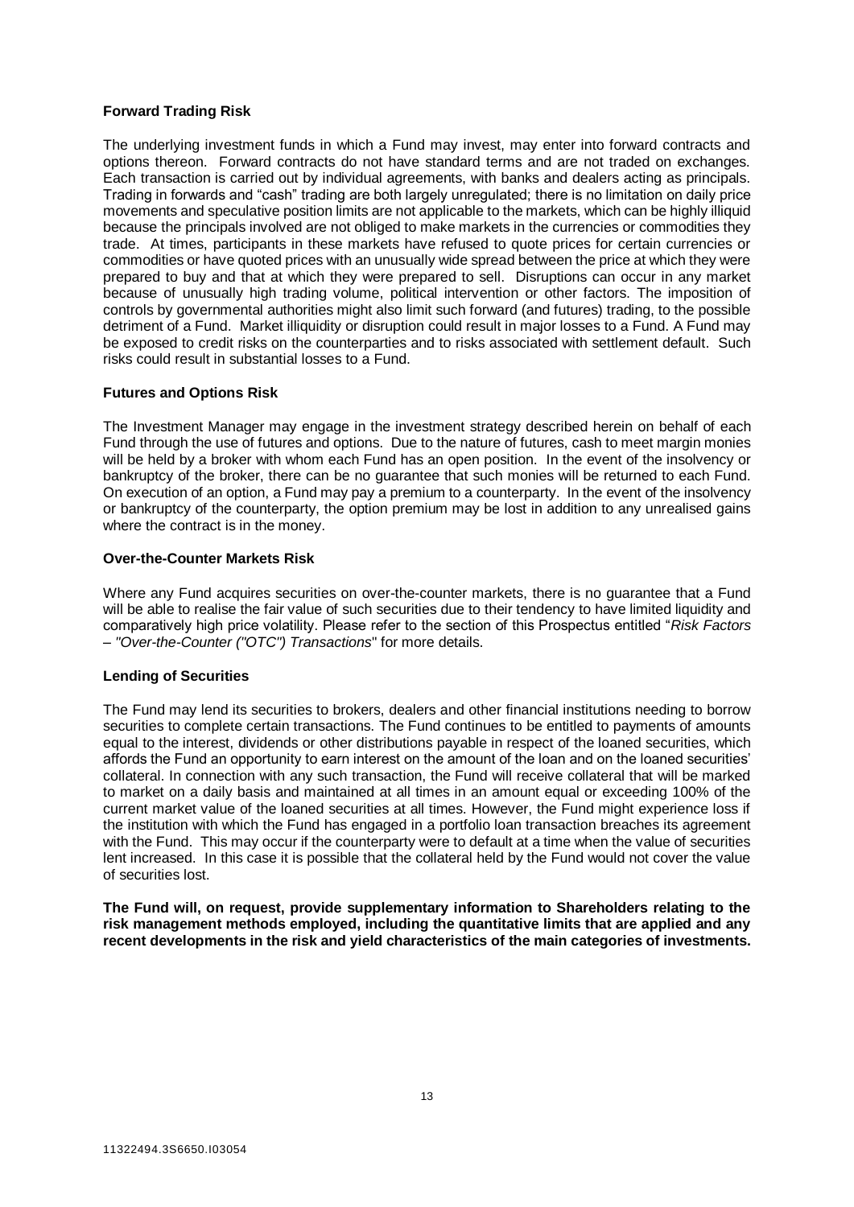**Forward Trading Risk**

The underlying investment funds in which a Fund may invest, may enter into forward contracts and options thereon. Forward contracts do not have standard terms and are not traded on exchanges. Each transaction is carried out by individual agreements, with banks and dealers acting as principals. Trading in forwards and "cash" trading are both largely unregulated; there is no limitation on daily price movements and speculative position limits are not applicable to the markets, which can be highly illiquid because the principals involved are not obliged to make markets in the currencies or commodities they trade. At times, participants in these markets have refused to quote prices for certain currencies or commodities or have quoted prices with an unusually wide spread between the price at which they were prepared to buy and that at which they were prepared to sell. Disruptions can occur in any market because of unusually high trading volume, political intervention or other factors. The imposition of controls by governmental authorities might also limit such forward (and futures) trading, to the possible detriment of a Fund. Market illiquidity or disruption could result in major losses to a Fund. A Fund may be exposed to credit risks on the counterparties and to risks associated with settlement default. Such risks could result in substantial losses to a Fund.

**Futures and Options Risk**

The Investment Manager may engage in the investment strategy described herein on behalf of each Fund through the use of futures and options. Due to the nature of futures, cash to meet margin monies will be held by a broker with whom each Fund has an open position. In the event of the insolvency or bankruptcy of the broker, there can be no guarantee that such monies will be returned to each Fund. On execution of an option, a Fund may pay a premium to a counterparty. In the event of the insolvency or bankruptcy of the counterparty, the option premium may be lost in addition to any unrealised gains where the contract is in the money.

**Over-the-Counter Markets Risk**

Where any Fund acquires securities on over-the-counter markets, there is no guarantee that a Fund will be able to realise the fair value of such securities due to their tendency to have limited liquidity and comparatively high price volatility. Please refer to the section of this Prospectus entitled "*Risk Factors – "Over-the-Counter ("OTC") Transactions*" for more details.

**Lending of Securities**

The Fund may lend its securities to brokers, dealers and other financial institutions needing to borrow securities to complete certain transactions. The Fund continues to be entitled to payments of amounts equal to the interest, dividends or other distributions payable in respect of the loaned securities, which affords the Fund an opportunity to earn interest on the amount of the loan and on the loaned securities' collateral. In connection with any such transaction, the Fund will receive collateral that will be marked to market on a daily basis and maintained at all times in an amount equal or exceeding 100% of the current market value of the loaned securities at all times. However, the Fund might experience loss if the institution with which the Fund has engaged in a portfolio loan transaction breaches its agreement with the Fund. This may occur if the counterparty were to default at a time when the value of securities lent increased. In this case it is possible that the collateral held by the Fund would not cover the value of securities lost.

**The Fund will, on request, provide supplementary information to Shareholders relating to the risk management methods employed, including the quantitative limits that are applied and any recent developments in the risk and yield characteristics of the main categories of investments.**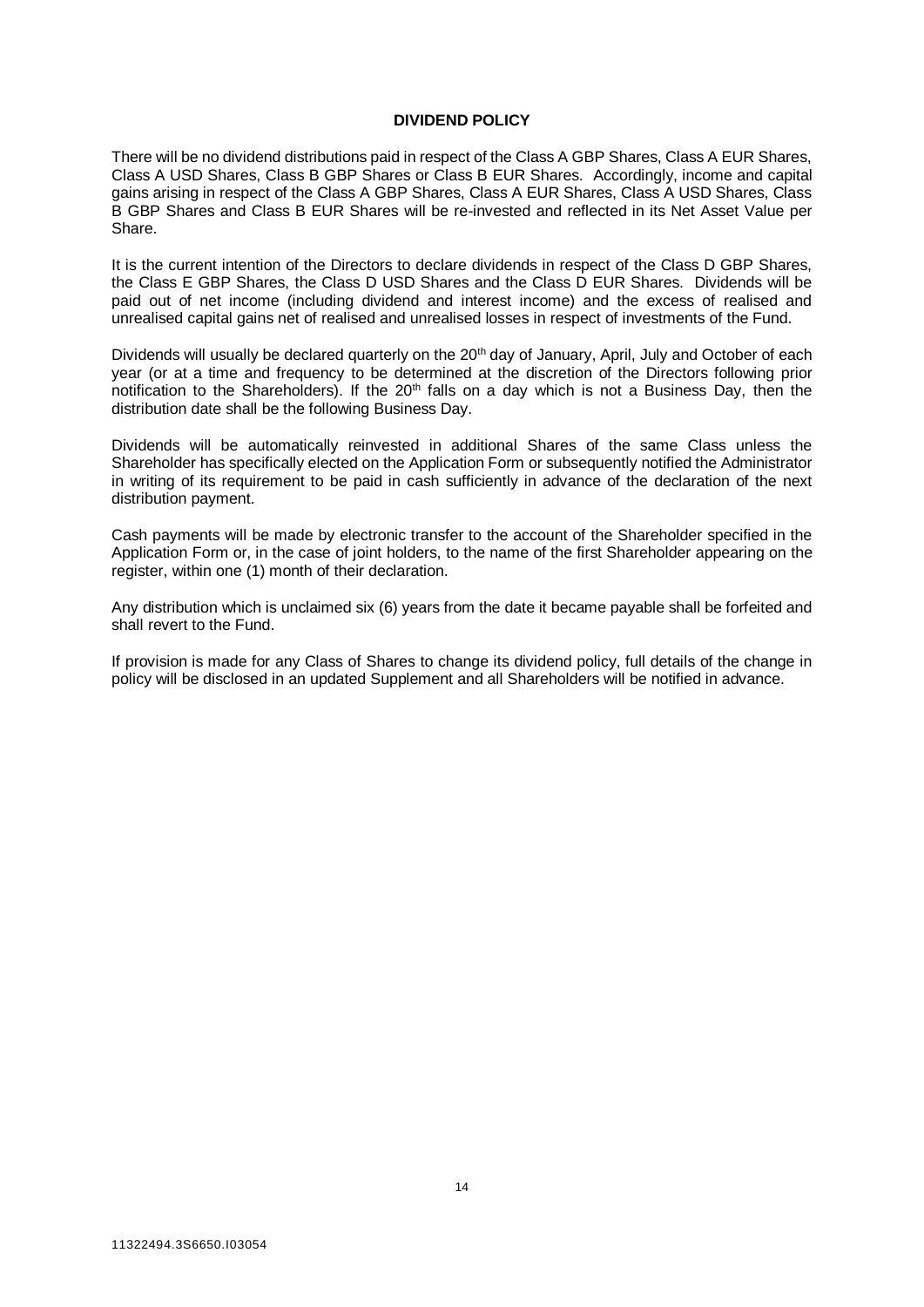## DIVIDEND POLICY

There will be no dividend distributions paid in respect of the Class A GBP Shares, Class A EUR Shares, Class A USD Shares, Class B GBP Shares or Class B EUR Shares. Accordingly, income and capital gains arising in respect of the Class A GBP Shares, Class A EUR Shares, Class A USD Shares, Class B GBP Shares and Class B EUR Shares will be re-invested and reflected in its Net Asset Value per Share.

It is the current intention of the Directors to declare dividends in respect of the Class D GBP Shares, the Class E GBP Shares, the Class D USD Shares and the Class D EUR Shares. Dividends will be paid out of net income (including dividend and interest income) and the excess of realised and unrealised capital gains net of realised and unrealised losses in respect of investments of the Fund.

Dividends will usually be declared quarterly on the 20th day of January, April, July and October of each year (or at a time and frequency to be determined at the discretion of the Directors following prior notification to the Shareholders). If the 20th falls on a day which is not a Business Day, then the distribution date shall be the following Business Day.

Dividends will be automatically reinvested in additional Shares of the same Class unless the Shareholder has specifically elected on the Application Form or subsequently notified the Administrator in writing of its requirement to be paid in cash sufficiently in advance of the declaration of the next distribution payment.

Cash payments will be made by electronic transfer to the account of the Shareholder specified in the Application Form or, in the case of joint holders, to the name of the first Shareholder appearing on the register, within one (1) month of their declaration.

Any distribution which is unclaimed six (6) years from the date it became payable shall be forfeited and shall revert to the Fund.

If provision is made for any Class of Shares to change its dividend policy, full details of the change in policy will be disclosed in an updated Supplement and all Shareholders will be notified in advance.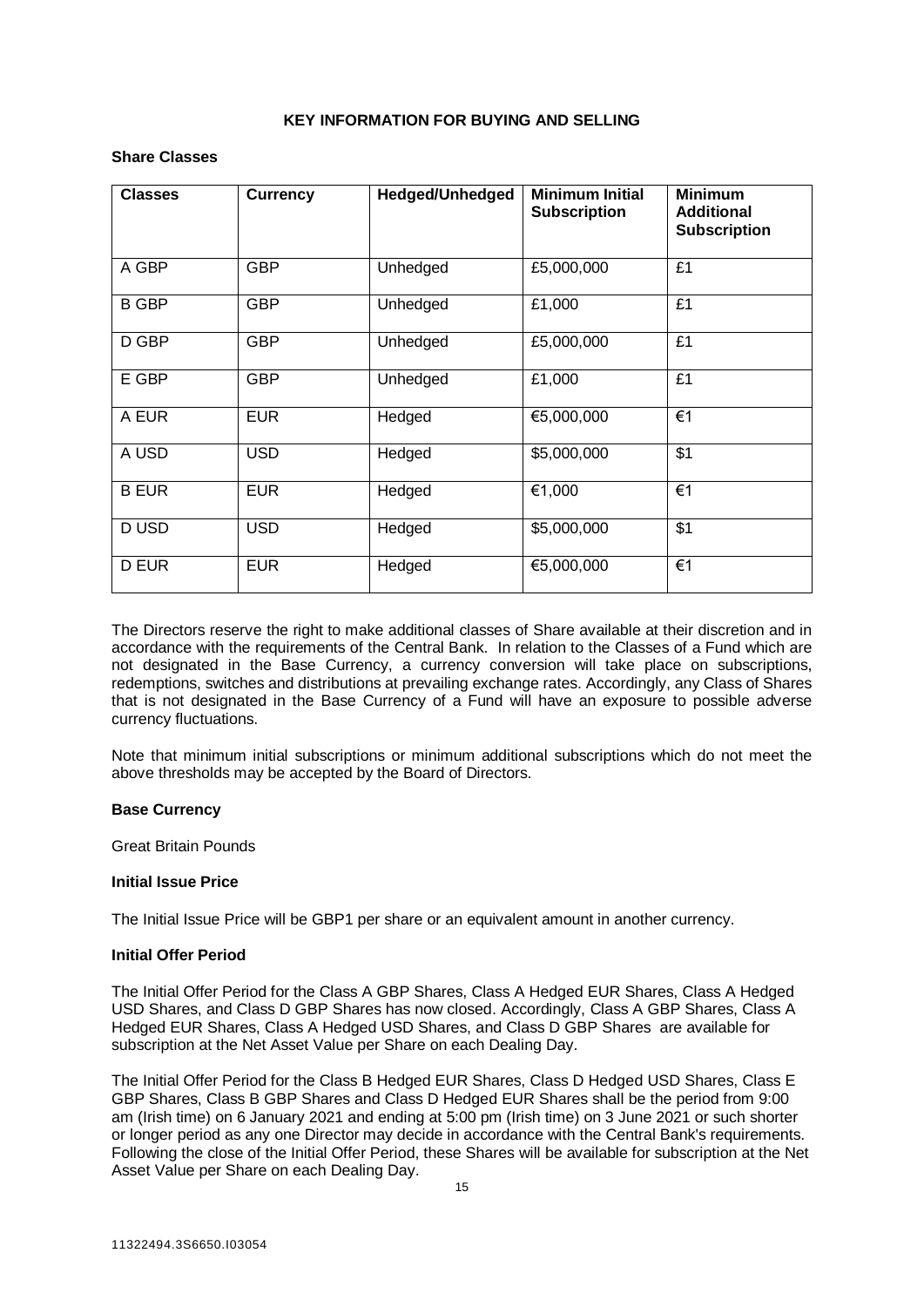**KEY INFORMATION FOR BUYING AND SELLING**

**Share Classes**

| Classes | Currency | Hedged/Unhedged | Minimum Initial Subscription | Minimum Additional Subscription |
|---|---|---|---|---|
| A GBP | GBP | Unhedged | £5,000,000 | £1 |
| B GBP | GBP | Unhedged | £1,000 | £1 |
| D GBP | GBP | Unhedged | £5,000,000 | £1 |
| E GBP | GBP | Unhedged | £1,000 | £1 |
| A EUR | EUR | Hedged | €5,000,000 | €1 |
| A USD | USD | Hedged | $5,000,000 | $1 |
| B EUR | EUR | Hedged | €1,000 | €1 |
| D USD | USD | Hedged | $5,000,000 | $1 |
| D EUR | EUR | Hedged | €5,000,000 | €1 |

The Directors reserve the right to make additional classes of Share available at their discretion and in accordance with the requirements of the Central Bank. In relation to the Classes of a Fund which are not designated in the Base Currency, a currency conversion will take place on subscriptions, redemptions, switches and distributions at prevailing exchange rates. Accordingly, any Class of Shares that is not designated in the Base Currency of a Fund will have an exposure to possible adverse currency fluctuations.

Note that minimum initial subscriptions or minimum additional subscriptions which do not meet the above thresholds may be accepted by the Board of Directors.

**Base Currency**

Great Britain Pounds

**Initial Issue Price**

The Initial Issue Price will be GBP1 per share or an equivalent amount in another currency.

**Initial Offer Period**

The Initial Offer Period for the Class A GBP Shares, Class A Hedged EUR Shares, Class A Hedged USD Shares, and Class D GBP Shares has now closed. Accordingly, Class A GBP Shares, Class A Hedged EUR Shares, Class A Hedged USD Shares, and Class D GBP Shares are available for subscription at the Net Asset Value per Share on each Dealing Day.

The Initial Offer Period for the Class B Hedged EUR Shares, Class D Hedged USD Shares, Class E GBP Shares, Class B GBP Shares and Class D Hedged EUR Shares shall be the period from 9:00 am (Irish time) on 6 January 2021 and ending at 5:00 pm (Irish time) on 3 June 2021 or such shorter or longer period as any one Director may decide in accordance with the Central Bank's requirements. Following the close of the Initial Offer Period, these Shares will be available for subscription at the Net Asset Value per Share on each Dealing Day.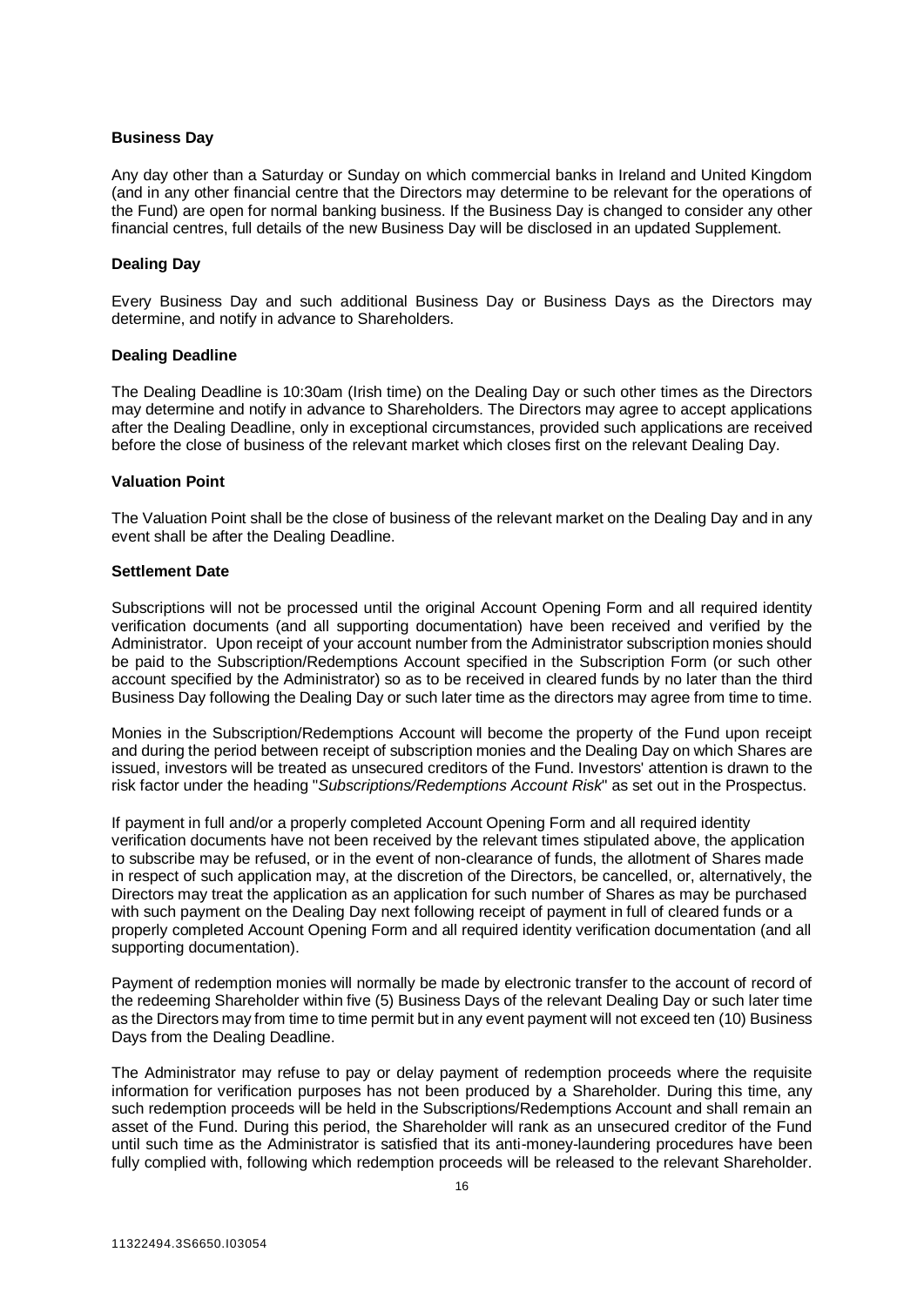### Business Day

Any day other than a Saturday or Sunday on which commercial banks in Ireland and United Kingdom (and in any other financial centre that the Directors may determine to be relevant for the operations of the Fund) are open for normal banking business. If the Business Day is changed to consider any other financial centres, full details of the new Business Day will be disclosed in an updated Supplement.

### Dealing Day

Every Business Day and such additional Business Day or Business Days as the Directors may determine, and notify in advance to Shareholders.

### Dealing Deadline

The Dealing Deadline is 10:30am (Irish time) on the Dealing Day or such other times as the Directors may determine and notify in advance to Shareholders. The Directors may agree to accept applications after the Dealing Deadline, only in exceptional circumstances, provided such applications are received before the close of business of the relevant market which closes first on the relevant Dealing Day.

### Valuation Point

The Valuation Point shall be the close of business of the relevant market on the Dealing Day and in any event shall be after the Dealing Deadline.

### Settlement Date

Subscriptions will not be processed until the original Account Opening Form and all required identity verification documents (and all supporting documentation) have been received and verified by the Administrator. Upon receipt of your account number from the Administrator subscription monies should be paid to the Subscription/Redemptions Account specified in the Subscription Form (or such other account specified by the Administrator) so as to be received in cleared funds by no later than the third Business Day following the Dealing Day or such later time as the directors may agree from time to time.

Monies in the Subscription/Redemptions Account will become the property of the Fund upon receipt and during the period between receipt of subscription monies and the Dealing Day on which Shares are issued, investors will be treated as unsecured creditors of the Fund. Investors' attention is drawn to the risk factor under the heading "*Subscriptions/Redemptions Account Risk*" as set out in the Prospectus.

If payment in full and/or a properly completed Account Opening Form and all required identity verification documents have not been received by the relevant times stipulated above, the application to subscribe may be refused, or in the event of non-clearance of funds, the allotment of Shares made in respect of such application may, at the discretion of the Directors, be cancelled, or, alternatively, the Directors may treat the application as an application for such number of Shares as may be purchased with such payment on the Dealing Day next following receipt of payment in full of cleared funds or a properly completed Account Opening Form and all required identity verification documentation (and all supporting documentation).

Payment of redemption monies will normally be made by electronic transfer to the account of record of the redeeming Shareholder within five (5) Business Days of the relevant Dealing Day or such later time as the Directors may from time to time permit but in any event payment will not exceed ten (10) Business Days from the Dealing Deadline.

The Administrator may refuse to pay or delay payment of redemption proceeds where the requisite information for verification purposes has not been produced by a Shareholder. During this time, any such redemption proceeds will be held in the Subscriptions/Redemptions Account and shall remain an asset of the Fund. During this period, the Shareholder will rank as an unsecured creditor of the Fund until such time as the Administrator is satisfied that its anti-money-laundering procedures have been fully complied with, following which redemption proceeds will be released to the relevant Shareholder.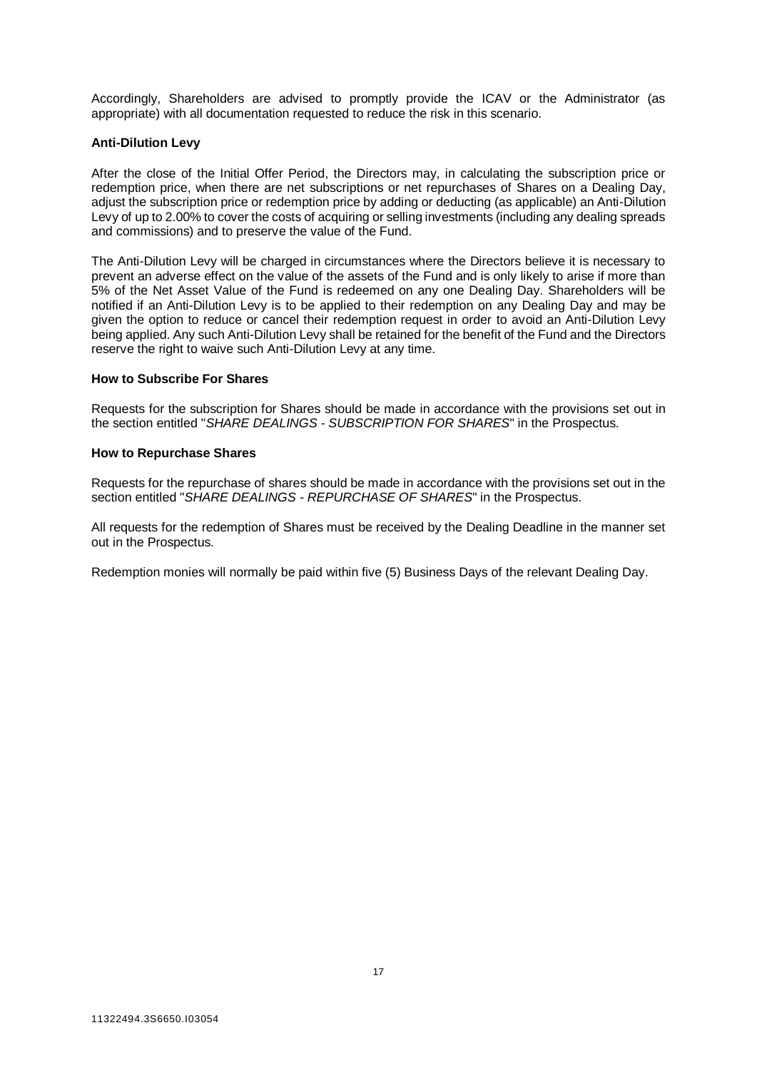Accordingly, Shareholders are advised to promptly provide the ICAV or the Administrator (as appropriate) with all documentation requested to reduce the risk in this scenario.

**Anti-Dilution Levy**

After the close of the Initial Offer Period, the Directors may, in calculating the subscription price or redemption price, when there are net subscriptions or net repurchases of Shares on a Dealing Day, adjust the subscription price or redemption price by adding or deducting (as applicable) an Anti-Dilution Levy of up to 2.00% to cover the costs of acquiring or selling investments (including any dealing spreads and commissions) and to preserve the value of the Fund.

The Anti-Dilution Levy will be charged in circumstances where the Directors believe it is necessary to prevent an adverse effect on the value of the assets of the Fund and is only likely to arise if more than 5% of the Net Asset Value of the Fund is redeemed on any one Dealing Day. Shareholders will be notified if an Anti-Dilution Levy is to be applied to their redemption on any Dealing Day and may be given the option to reduce or cancel their redemption request in order to avoid an Anti-Dilution Levy being applied. Any such Anti-Dilution Levy shall be retained for the benefit of the Fund and the Directors reserve the right to waive such Anti-Dilution Levy at any time.

**How to Subscribe For Shares**

Requests for the subscription for Shares should be made in accordance with the provisions set out in the section entitled "*SHARE DEALINGS - SUBSCRIPTION FOR SHARES*" in the Prospectus.

**How to Repurchase Shares**

Requests for the repurchase of shares should be made in accordance with the provisions set out in the section entitled "*SHARE DEALINGS - REPURCHASE OF SHARES*" in the Prospectus.

All requests for the redemption of Shares must be received by the Dealing Deadline in the manner set out in the Prospectus.

Redemption monies will normally be paid within five (5) Business Days of the relevant Dealing Day.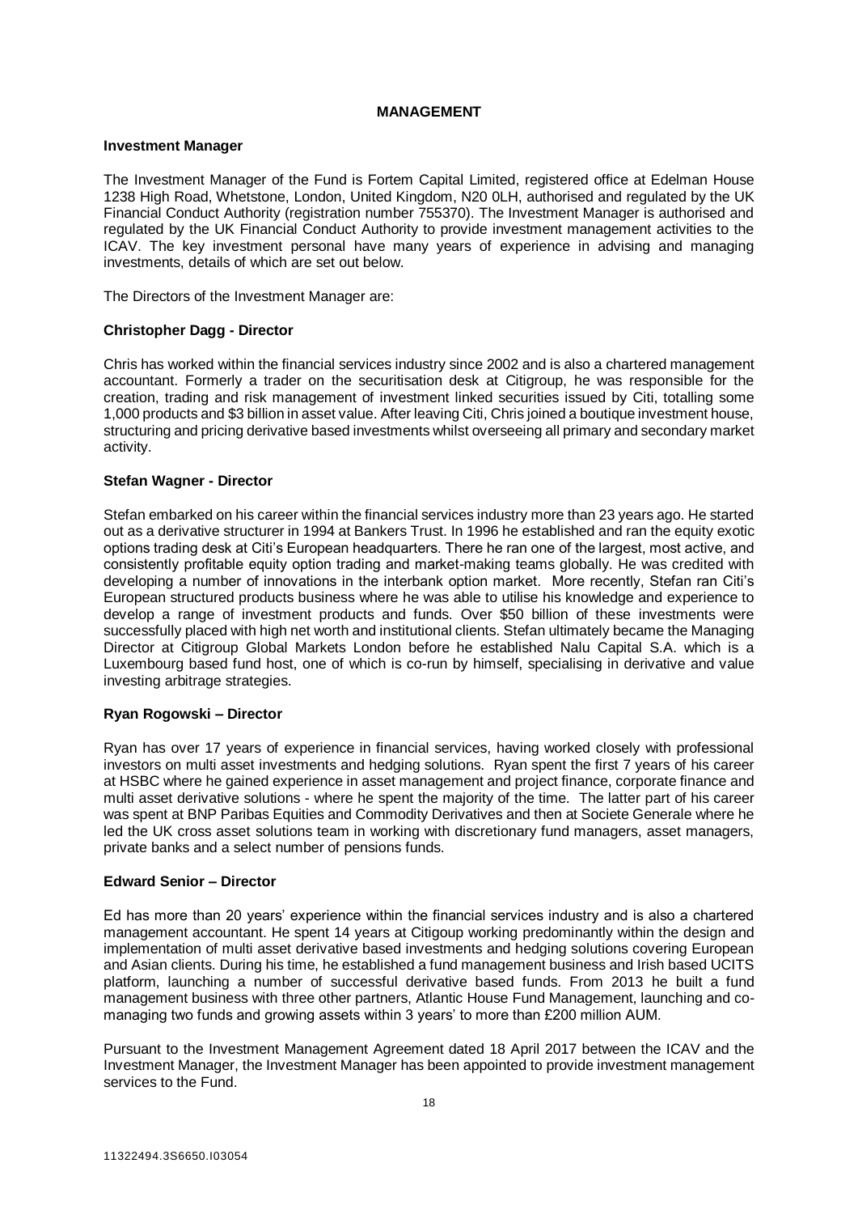## MANAGEMENT

### Investment Manager

The Investment Manager of the Fund is Fortem Capital Limited, registered office at Edelman House 1238 High Road, Whetstone, London, United Kingdom, N20 0LH, authorised and regulated by the UK Financial Conduct Authority (registration number 755370). The Investment Manager is authorised and regulated by the UK Financial Conduct Authority to provide investment management activities to the ICAV. The key investment personal have many years of experience in advising and managing investments, details of which are set out below.

The Directors of the Investment Manager are:

**Christopher Dagg - Director**

Chris has worked within the financial services industry since 2002 and is also a chartered management accountant. Formerly a trader on the securitisation desk at Citigroup, he was responsible for the creation, trading and risk management of investment linked securities issued by Citi, totalling some 1,000 products and $3 billion in asset value. After leaving Citi, Chris joined a boutique investment house, structuring and pricing derivative based investments whilst overseeing all primary and secondary market activity.

**Stefan Wagner - Director**

Stefan embarked on his career within the financial services industry more than 23 years ago. He started out as a derivative structurer in 1994 at Bankers Trust. In 1996 he established and ran the equity exotic options trading desk at Citi's European headquarters. There he ran one of the largest, most active, and consistently profitable equity option trading and market-making teams globally. He was credited with developing a number of innovations in the interbank option market. More recently, Stefan ran Citi's European structured products business where he was able to utilise his knowledge and experience to develop a range of investment products and funds. Over $50 billion of these investments were successfully placed with high net worth and institutional clients. Stefan ultimately became the Managing Director at Citigroup Global Markets London before he established Nalu Capital S.A. which is a Luxembourg based fund host, one of which is co-run by himself, specialising in derivative and value investing arbitrage strategies.

**Ryan Rogowski – Director**

Ryan has over 17 years of experience in financial services, having worked closely with professional investors on multi asset investments and hedging solutions. Ryan spent the first 7 years of his career at HSBC where he gained experience in asset management and project finance, corporate finance and multi asset derivative solutions - where he spent the majority of the time. The latter part of his career was spent at BNP Paribas Equities and Commodity Derivatives and then at Societe Generale where he led the UK cross asset solutions team in working with discretionary fund managers, asset managers, private banks and a select number of pensions funds.

**Edward Senior – Director**

Ed has more than 20 years' experience within the financial services industry and is also a chartered management accountant. He spent 14 years at Citigoup working predominantly within the design and implementation of multi asset derivative based investments and hedging solutions covering European and Asian clients. During his time, he established a fund management business and Irish based UCITS platform, launching a number of successful derivative based funds. From 2013 he built a fund management business with three other partners, Atlantic House Fund Management, launching and co-managing two funds and growing assets within 3 years' to more than £200 million AUM.

Pursuant to the Investment Management Agreement dated 18 April 2017 between the ICAV and the Investment Manager, the Investment Manager has been appointed to provide investment management services to the Fund.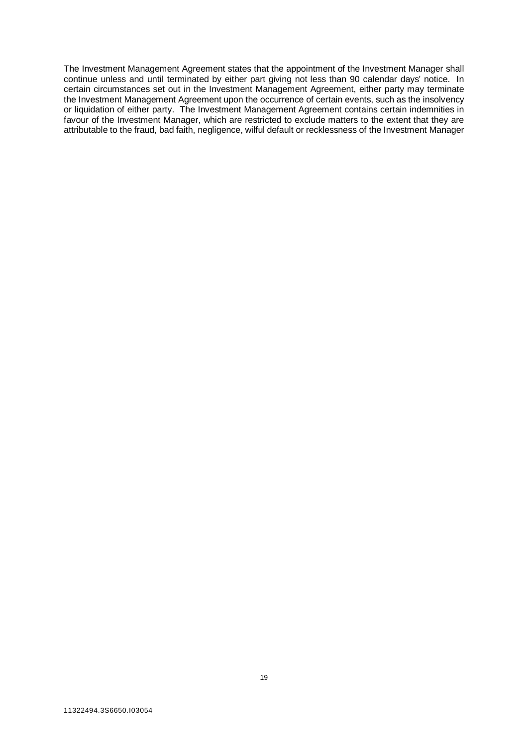The Investment Management Agreement states that the appointment of the Investment Manager shall continue unless and until terminated by either part giving not less than 90 calendar days' notice. In certain circumstances set out in the Investment Management Agreement, either party may terminate the Investment Management Agreement upon the occurrence of certain events, such as the insolvency or liquidation of either party. The Investment Management Agreement contains certain indemnities in favour of the Investment Manager, which are restricted to exclude matters to the extent that they are attributable to the fraud, bad faith, negligence, wilful default or recklessness of the Investment Manager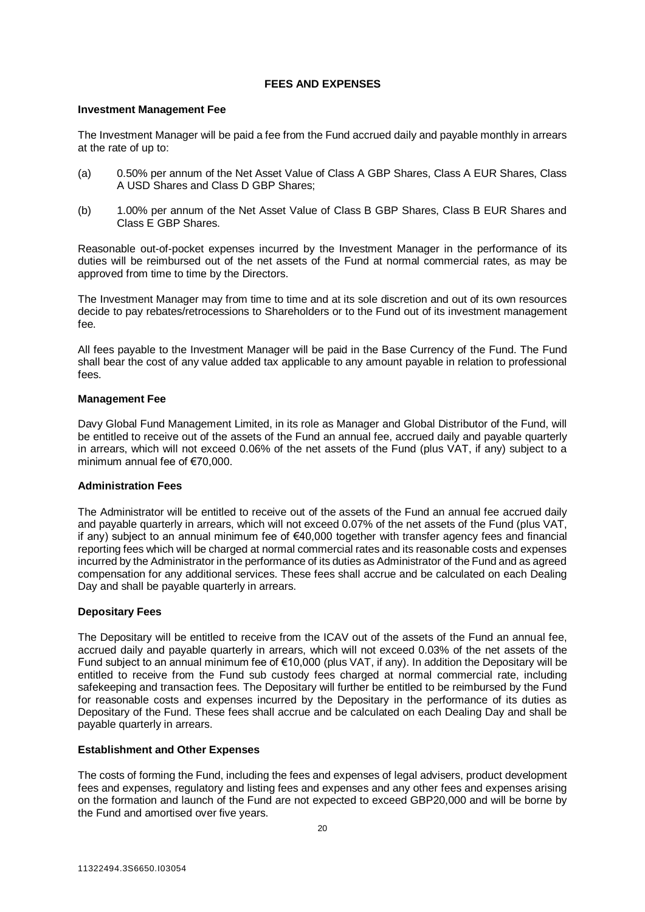## FEES AND EXPENSES

**Investment Management Fee**

The Investment Manager will be paid a fee from the Fund accrued daily and payable monthly in arrears at the rate of up to:

(a) 0.50% per annum of the Net Asset Value of Class A GBP Shares, Class A EUR Shares, Class A USD Shares and Class D GBP Shares;

(b) 1.00% per annum of the Net Asset Value of Class B GBP Shares, Class B EUR Shares and Class E GBP Shares.

Reasonable out-of-pocket expenses incurred by the Investment Manager in the performance of its duties will be reimbursed out of the net assets of the Fund at normal commercial rates, as may be approved from time to time by the Directors.

The Investment Manager may from time to time and at its sole discretion and out of its own resources decide to pay rebates/retrocessions to Shareholders or to the Fund out of its investment management fee.

All fees payable to the Investment Manager will be paid in the Base Currency of the Fund. The Fund shall bear the cost of any value added tax applicable to any amount payable in relation to professional fees.

**Management Fee**

Davy Global Fund Management Limited, in its role as Manager and Global Distributor of the Fund, will be entitled to receive out of the assets of the Fund an annual fee, accrued daily and payable quarterly in arrears, which will not exceed 0.06% of the net assets of the Fund (plus VAT, if any) subject to a minimum annual fee of €70,000.

**Administration Fees**

The Administrator will be entitled to receive out of the assets of the Fund an annual fee accrued daily and payable quarterly in arrears, which will not exceed 0.07% of the net assets of the Fund (plus VAT, if any) subject to an annual minimum fee of €40,000 together with transfer agency fees and financial reporting fees which will be charged at normal commercial rates and its reasonable costs and expenses incurred by the Administrator in the performance of its duties as Administrator of the Fund and as agreed compensation for any additional services. These fees shall accrue and be calculated on each Dealing Day and shall be payable quarterly in arrears.

**Depositary Fees**

The Depositary will be entitled to receive from the ICAV out of the assets of the Fund an annual fee, accrued daily and payable quarterly in arrears, which will not exceed 0.03% of the net assets of the Fund subject to an annual minimum fee of €10,000 (plus VAT, if any). In addition the Depositary will be entitled to receive from the Fund sub custody fees charged at normal commercial rate, including safekeeping and transaction fees. The Depositary will further be entitled to be reimbursed by the Fund for reasonable costs and expenses incurred by the Depositary in the performance of its duties as Depositary of the Fund. These fees shall accrue and be calculated on each Dealing Day and shall be payable quarterly in arrears.

**Establishment and Other Expenses**

The costs of forming the Fund, including the fees and expenses of legal advisers, product development fees and expenses, regulatory and listing fees and expenses and any other fees and expenses arising on the formation and launch of the Fund are not expected to exceed GBP20,000 and will be borne by the Fund and amortised over five years.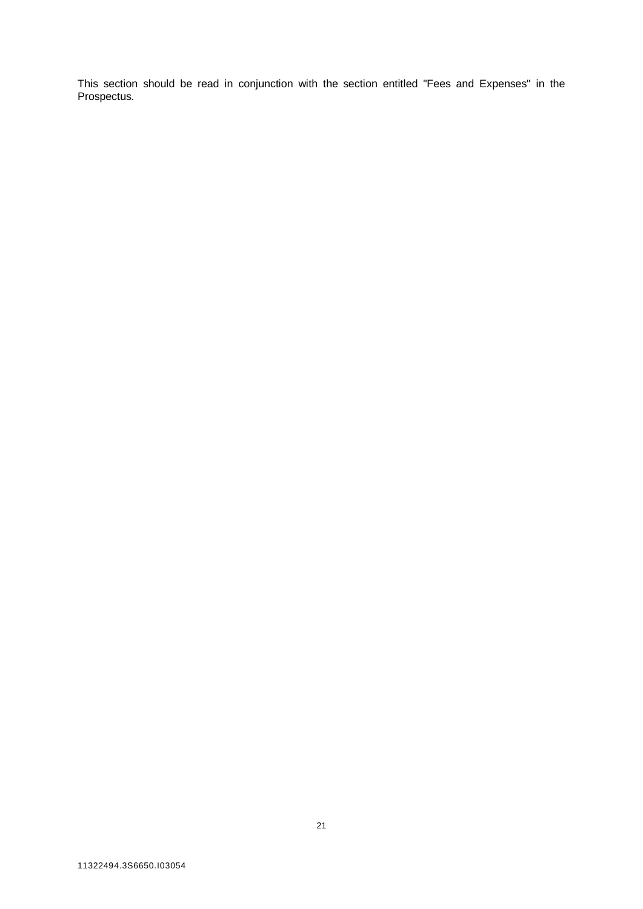This section should be read in conjunction with the section entitled "Fees and Expenses" in the Prospectus.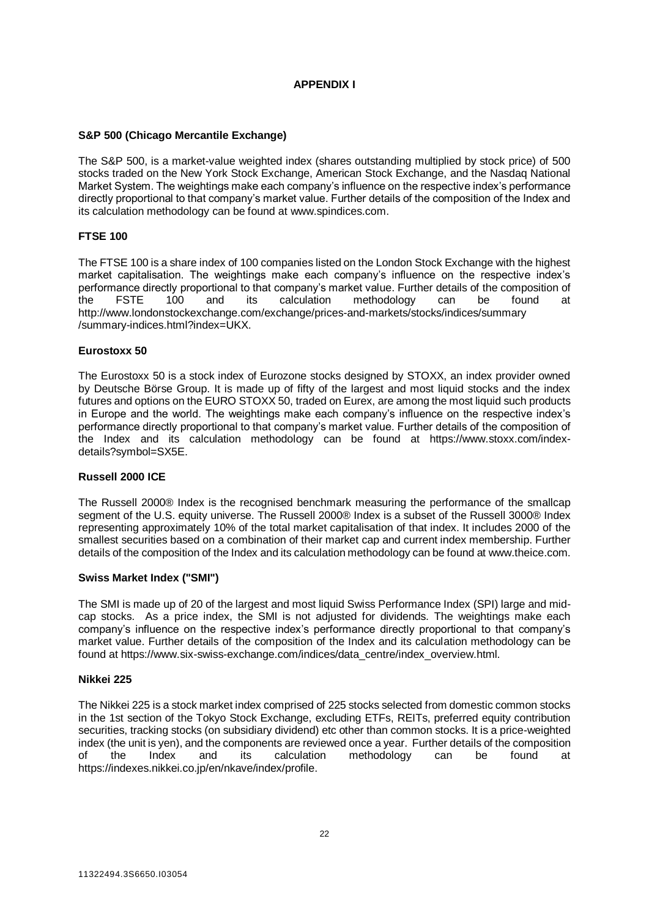# APPENDIX I

**S&P 500 (Chicago Mercantile Exchange)**

The S&P 500, is a market-value weighted index (shares outstanding multiplied by stock price) of 500 stocks traded on the New York Stock Exchange, American Stock Exchange, and the Nasdaq National Market System. The weightings make each company's influence on the respective index's performance directly proportional to that company's market value. Further details of the composition of the Index and its calculation methodology can be found at www.spindices.com.

**FTSE 100**

The FTSE 100 is a share index of 100 companies listed on the London Stock Exchange with the highest market capitalisation. The weightings make each company's influence on the respective index's performance directly proportional to that company's market value. Further details of the composition of the FSTE 100 and its calculation methodology can be found at http://www.londonstockexchange.com/exchange/prices-and-markets/stocks/indices/summary /summary-indices.html?index=UKX.

**Eurostoxx 50**

The Eurostoxx 50 is a stock index of Eurozone stocks designed by STOXX, an index provider owned by Deutsche Börse Group. It is made up of fifty of the largest and most liquid stocks and the index futures and options on the EURO STOXX 50, traded on Eurex, are among the most liquid such products in Europe and the world. The weightings make each company's influence on the respective index's performance directly proportional to that company's market value. Further details of the composition of the Index and its calculation methodology can be found at https://www.stoxx.com/index-details?symbol=SX5E.

**Russell 2000 ICE**

The Russell 2000® Index is the recognised benchmark measuring the performance of the smallcap segment of the U.S. equity universe. The Russell 2000® Index is a subset of the Russell 3000® Index representing approximately 10% of the total market capitalisation of that index. It includes 2000 of the smallest securities based on a combination of their market cap and current index membership. Further details of the composition of the Index and its calculation methodology can be found at www.theice.com.

**Swiss Market Index ("SMI")**

The SMI is made up of 20 of the largest and most liquid Swiss Performance Index (SPI) large and mid-cap stocks. As a price index, the SMI is not adjusted for dividends. The weightings make each company's influence on the respective index's performance directly proportional to that company's market value. Further details of the composition of the Index and its calculation methodology can be found at https://www.six-swiss-exchange.com/indices/data_centre/index_overview.html.

**Nikkei 225**

The Nikkei 225 is a stock market index comprised of 225 stocks selected from domestic common stocks in the 1st section of the Tokyo Stock Exchange, excluding ETFs, REITs, preferred equity contribution securities, tracking stocks (on subsidiary dividend) etc other than common stocks. It is a price-weighted index (the unit is yen), and the components are reviewed once a year. Further details of the composition of the Index and its calculation methodology can be found at https://indexes.nikkei.co.jp/en/nkave/index/profile.

11322494.3S6650.I03054